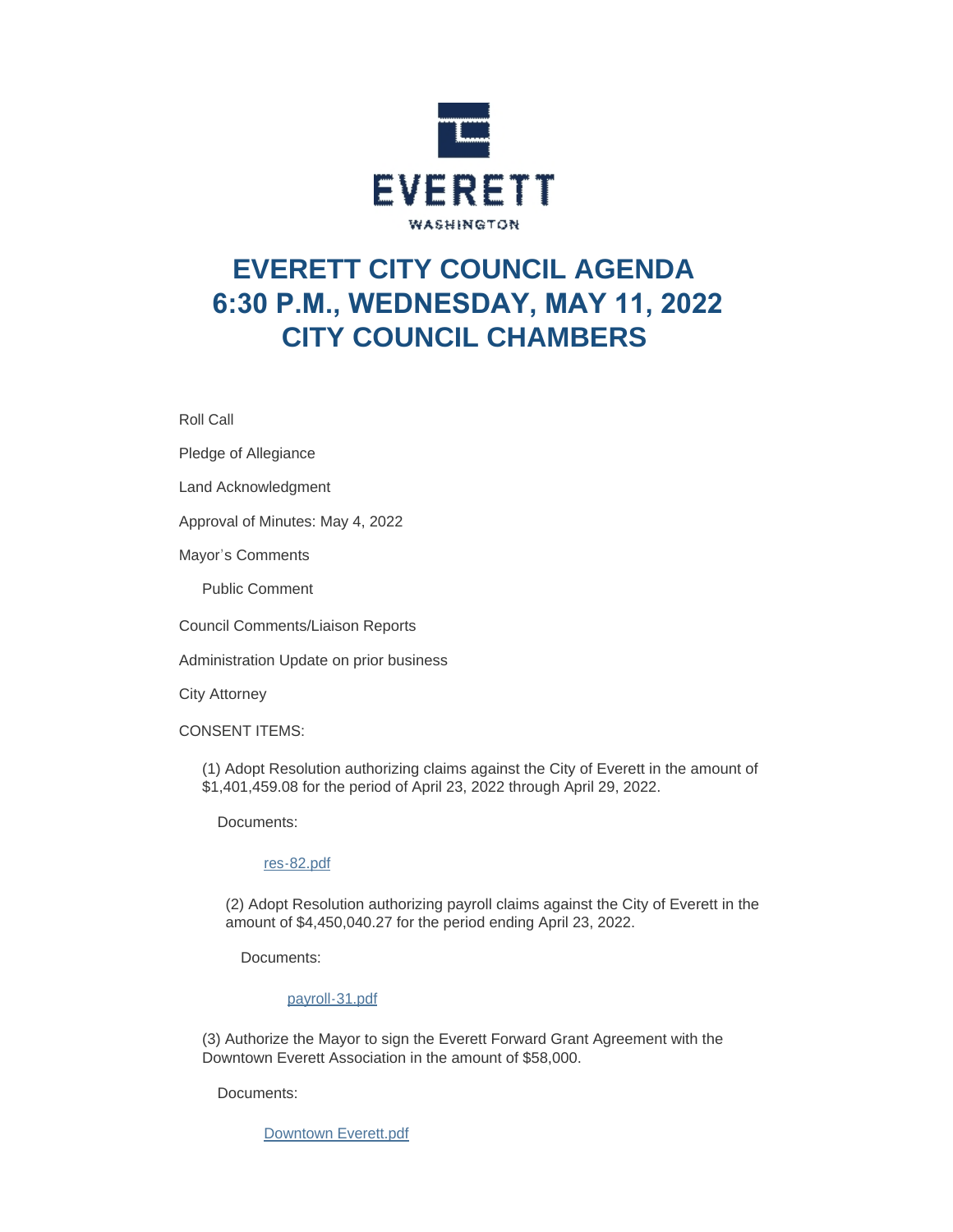EVERETT

WASHINGTON

# EVERETT CITY COUNCIL AGENDA
# 6:30 P.M., WEDNESDAY, MAY 11, 2022
# CITY COUNCIL CHAMBERS

Roll Call

Pledge of Allegiance

Land Acknowledgment

Approval of Minutes: May 4, 2022

Mayor's Comments

Public Comment

Council Comments/Liaison Reports

Administration Update on prior business

City Attorney

CONSENT ITEMS:

(1) Adopt Resolution authorizing claims against the City of Everett in the amount of $1,401,459.08 for the period of April 23, 2022 through April 29, 2022.

Documents:

res-82.pdf

(2) Adopt Resolution authorizing payroll claims against the City of Everett in the amount of $4,450,040.27 for the period ending April 23, 2022.

Documents:

payroll-31.pdf

(3) Authorize the Mayor to sign the Everett Forward Grant Agreement with the Downtown Everett Association in the amount of $58,000.

Documents:

Downtown Everett.pdf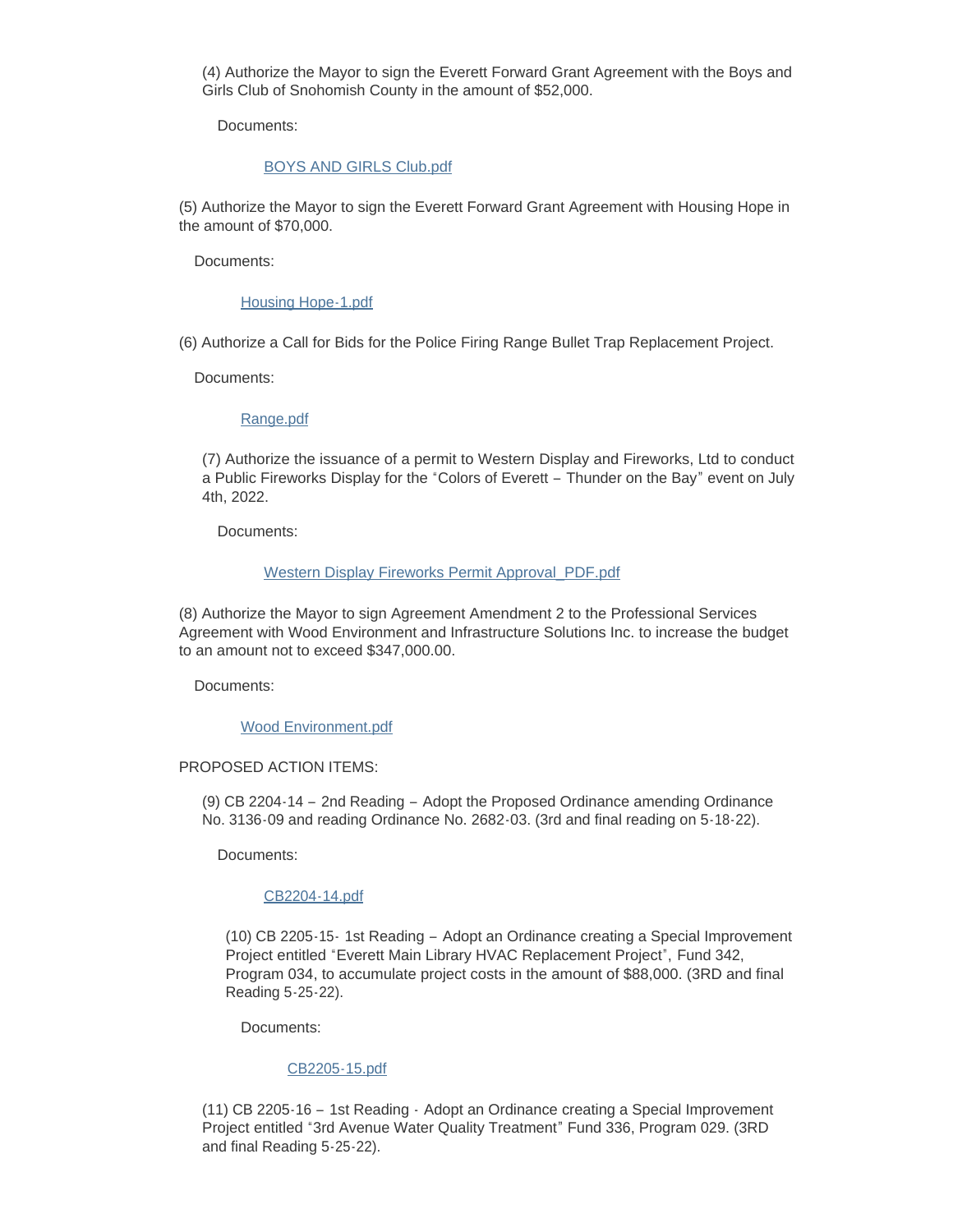(4) Authorize the Mayor to sign the Everett Forward Grant Agreement with the Boys and Girls Club of Snohomish County in the amount of $52,000.

Documents:

BOYS AND GIRLS Club.pdf

(5) Authorize the Mayor to sign the Everett Forward Grant Agreement with Housing Hope in the amount of $70,000.

Documents:

Housing Hope-1.pdf

(6) Authorize a Call for Bids for the Police Firing Range Bullet Trap Replacement Project.

Documents:

Range.pdf

(7) Authorize the issuance of a permit to Western Display and Fireworks, Ltd to conduct a Public Fireworks Display for the "Colors of Everett – Thunder on the Bay" event on July 4th, 2022.

Documents:

Western Display Fireworks Permit Approval_PDF.pdf

(8) Authorize the Mayor to sign Agreement Amendment 2 to the Professional Services Agreement with Wood Environment and Infrastructure Solutions Inc. to increase the budget to an amount not to exceed $347,000.00.

Documents:

Wood Environment.pdf

PROPOSED ACTION ITEMS:

(9) CB 2204-14 – 2nd Reading – Adopt the Proposed Ordinance amending Ordinance No. 3136-09 and reading Ordinance No. 2682-03. (3rd and final reading on 5-18-22).

Documents:

CB2204-14.pdf

(10) CB 2205-15- 1st Reading – Adopt an Ordinance creating a Special Improvement Project entitled "Everett Main Library HVAC Replacement Project", Fund 342, Program 034, to accumulate project costs in the amount of $88,000. (3RD and final Reading 5-25-22).

Documents:

CB2205-15.pdf

(11) CB 2205-16 – 1st Reading - Adopt an Ordinance creating a Special Improvement Project entitled "3rd Avenue Water Quality Treatment" Fund 336, Program 029. (3RD and final Reading 5-25-22).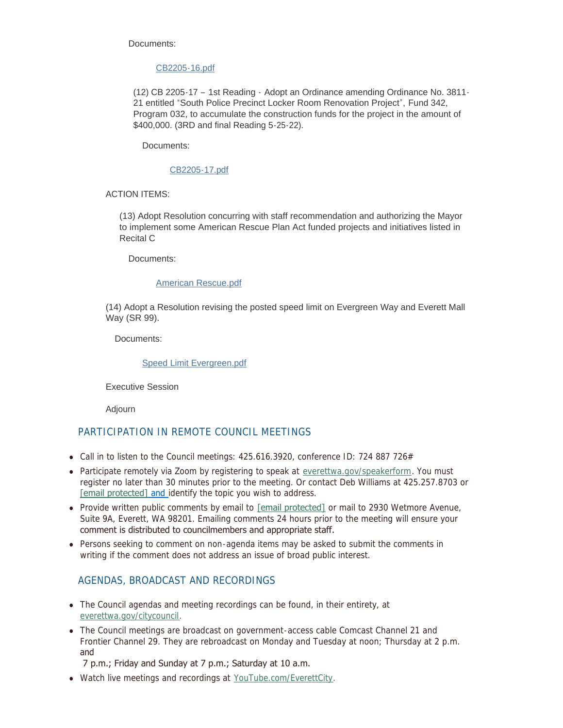Documents:

CB2205-16.pdf

(12) CB 2205-17 – 1st Reading - Adopt an Ordinance amending Ordinance No. 3811-21 entitled "South Police Precinct Locker Room Renovation Project", Fund 342, Program 032, to accumulate the construction funds for the project in the amount of $400,000. (3RD and final Reading 5-25-22).

Documents:

CB2205-17.pdf

ACTION ITEMS:

(13) Adopt Resolution concurring with staff recommendation and authorizing the Mayor to implement some American Rescue Plan Act funded projects and initiatives listed in Recital C

Documents:

American Rescue.pdf

(14) Adopt a Resolution revising the posted speed limit on Evergreen Way and Everett Mall Way (SR 99).

Documents:

Speed Limit Evergreen.pdf

Executive Session

Adjourn

## PARTICIPATION IN REMOTE COUNCIL MEETINGS

- Call in to listen to the Council meetings: 425.616.3920, conference ID: 724 887 726#
- Participate remotely via Zoom by registering to speak at everettwa.gov/speakerform. You must register no later than 30 minutes prior to the meeting. Or contact Deb Williams at 425.257.8703 or [email protected] and identify the topic you wish to address.
- Provide written public comments by email to [email protected] or mail to 2930 Wetmore Avenue, Suite 9A, Everett, WA 98201. Emailing comments 24 hours prior to the meeting will ensure your comment is distributed to councilmembers and appropriate staff.
- Persons seeking to comment on non-agenda items may be asked to submit the comments in writing if the comment does not address an issue of broad public interest.

## AGENDAS, BROADCAST AND RECORDINGS

- The Council agendas and meeting recordings can be found, in their entirety, at everettwa.gov/citycouncil.
- The Council meetings are broadcast on government-access cable Comcast Channel 21 and Frontier Channel 29. They are rebroadcast on Monday and Tuesday at noon; Thursday at 2 p.m. and 7 p.m.; Friday and Sunday at 7 p.m.; Saturday at 10 a.m.
- Watch live meetings and recordings at YouTube.com/EverettCity.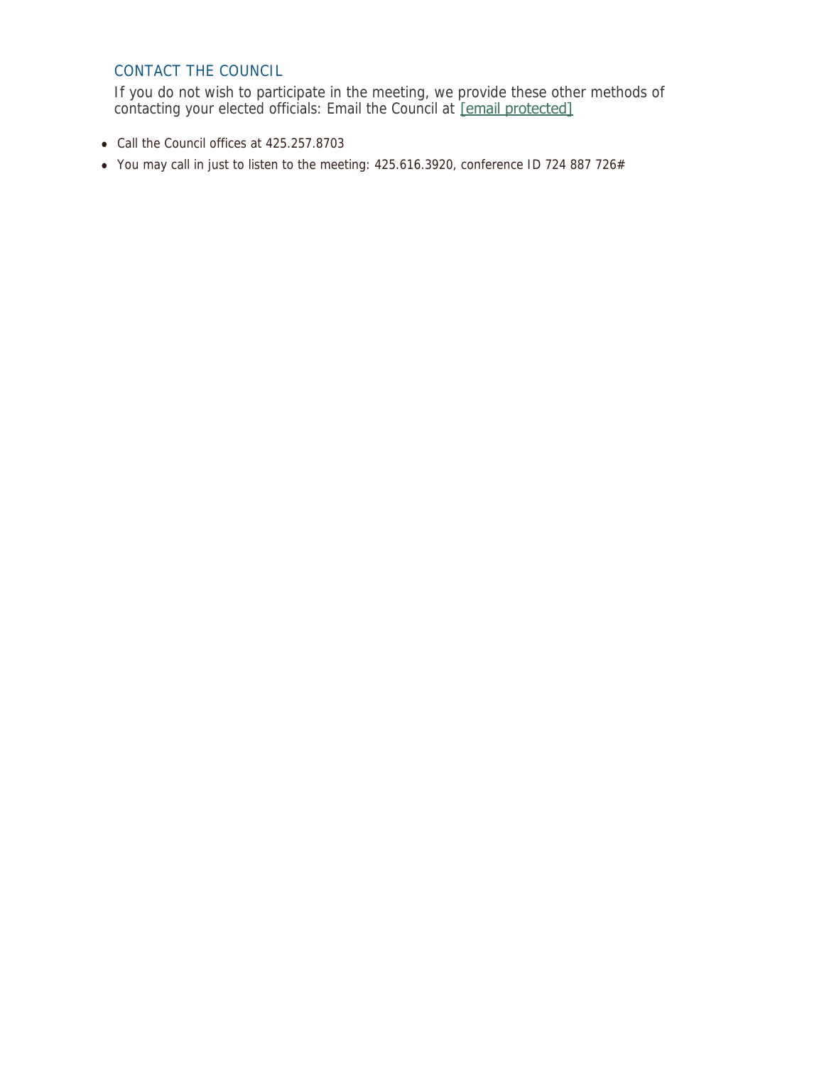## CONTACT THE COUNCIL

If you do not wish to participate in the meeting, we provide these other methods of contacting your elected officials: Email the Council at [email protected]

- Call the Council offices at 425.257.8703
- You may call in just to listen to the meeting: 425.616.3920, conference ID 724 887 726#